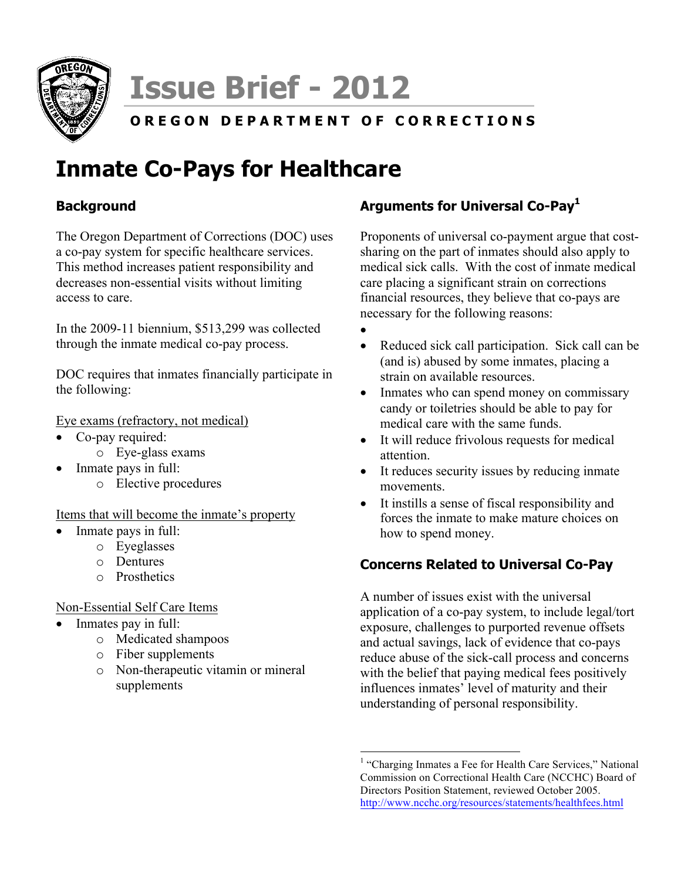# Issue Brief - 2012

**OREGON DEPARTMENT OF CORRECTIONS**

# Inmate Co-Pays for Healthcare

## Background

The Oregon Department of Corrections (DOC) uses a co-pay system for specific healthcare services. This method increases patient responsibility and decreases non-essential visits without limiting access to care.

In the 2009-11 biennium, $513,299 was collected through the inmate medical co-pay process.

DOC requires that inmates financially participate in the following:

Eye exams (refractory, not medical)

- Co-pay required:
    - Eye-glass exams
- Inmate pays in full:
    - Elective procedures

Items that will become the inmate's property

- Inmate pays in full:
    - Eyeglasses
    - Dentures
    - Prosthetics

Non-Essential Self Care Items

- Inmates pay in full:
    - Medicated shampoos
    - Fiber supplements
    - Non-therapeutic vitamin or mineral supplements

## Arguments for Universal Co-Pay[1]

Proponents of universal co-payment argue that cost-sharing on the part of inmates should also apply to medical sick calls. With the cost of inmate medical care placing a significant strain on corrections financial resources, they believe that co-pays are necessary for the following reasons:

- Reduced sick call participation. Sick call can be (and is) abused by some inmates, placing a strain on available resources.
- Inmates who can spend money on commissary candy or toiletries should be able to pay for medical care with the same funds.
- It will reduce frivolous requests for medical attention.
- It reduces security issues by reducing inmate movements.
- It instills a sense of fiscal responsibility and forces the inmate to make mature choices on how to spend money.

## Concerns Related to Universal Co-Pay

A number of issues exist with the universal application of a co-pay system, to include legal/tort exposure, challenges to purported revenue offsets and actual savings, lack of evidence that co-pays reduce abuse of the sick-call process and concerns with the belief that paying medical fees positively influences inmates' level of maturity and their understanding of personal responsibility.

---

[1] "Charging Inmates a Fee for Health Care Services," National Commission on Correctional Health Care (NCCHC) Board of Directors Position Statement, reviewed October 2005. http://www.ncchc.org/resources/statements/healthfees.html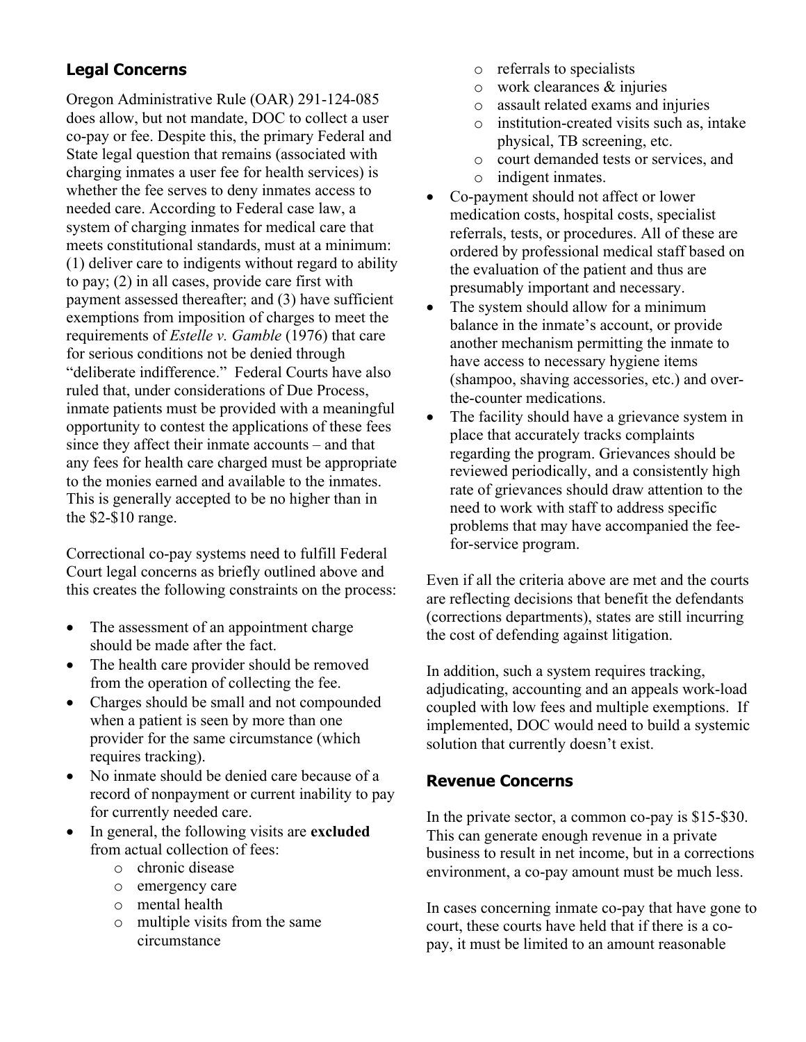## Legal Concerns

Oregon Administrative Rule (OAR) 291-124-085 does allow, but not mandate, DOC to collect a user co-pay or fee. Despite this, the primary Federal and State legal question that remains (associated with charging inmates a user fee for health services) is whether the fee serves to deny inmates access to needed care. According to Federal case law, a system of charging inmates for medical care that meets constitutional standards, must at a minimum: (1) deliver care to indigents without regard to ability to pay; (2) in all cases, provide care first with payment assessed thereafter; and (3) have sufficient exemptions from imposition of charges to meet the requirements of *Estelle v. Gamble* (1976) that care for serious conditions not be denied through "deliberate indifference." Federal Courts have also ruled that, under considerations of Due Process, inmate patients must be provided with a meaningful opportunity to contest the applications of these fees since they affect their inmate accounts – and that any fees for health care charged must be appropriate to the monies earned and available to the inmates. This is generally accepted to be no higher than in the $2-$10 range.

Correctional co-pay systems need to fulfill Federal Court legal concerns as briefly outlined above and this creates the following constraints on the process:

- The assessment of an appointment charge should be made after the fact.
- The health care provider should be removed from the operation of collecting the fee.
- Charges should be small and not compounded when a patient is seen by more than one provider for the same circumstance (which requires tracking).
- No inmate should be denied care because of a record of nonpayment or current inability to pay for currently needed care.
- In general, the following visits are **excluded** from actual collection of fees:
  - chronic disease
  - emergency care
  - mental health
  - multiple visits from the same circumstance
  - referrals to specialists
  - work clearances & injuries
  - assault related exams and injuries
  - institution-created visits such as, intake physical, TB screening, etc.
  - court demanded tests or services, and
  - indigent inmates.
- Co-payment should not affect or lower medication costs, hospital costs, specialist referrals, tests, or procedures. All of these are ordered by professional medical staff based on the evaluation of the patient and thus are presumably important and necessary.
- The system should allow for a minimum balance in the inmate's account, or provide another mechanism permitting the inmate to have access to necessary hygiene items (shampoo, shaving accessories, etc.) and over-the-counter medications.
- The facility should have a grievance system in place that accurately tracks complaints regarding the program. Grievances should be reviewed periodically, and a consistently high rate of grievances should draw attention to the need to work with staff to address specific problems that may have accompanied the fee-for-service program.

Even if all the criteria above are met and the courts are reflecting decisions that benefit the defendants (corrections departments), states are still incurring the cost of defending against litigation.

In addition, such a system requires tracking, adjudicating, accounting and an appeals work-load coupled with low fees and multiple exemptions. If implemented, DOC would need to build a systemic solution that currently doesn't exist.

## Revenue Concerns

In the private sector, a common co-pay is $15-$30. This can generate enough revenue in a private business to result in net income, but in a corrections environment, a co-pay amount must be much less.

In cases concerning inmate co-pay that have gone to court, these courts have held that if there is a co-pay, it must be limited to an amount reasonable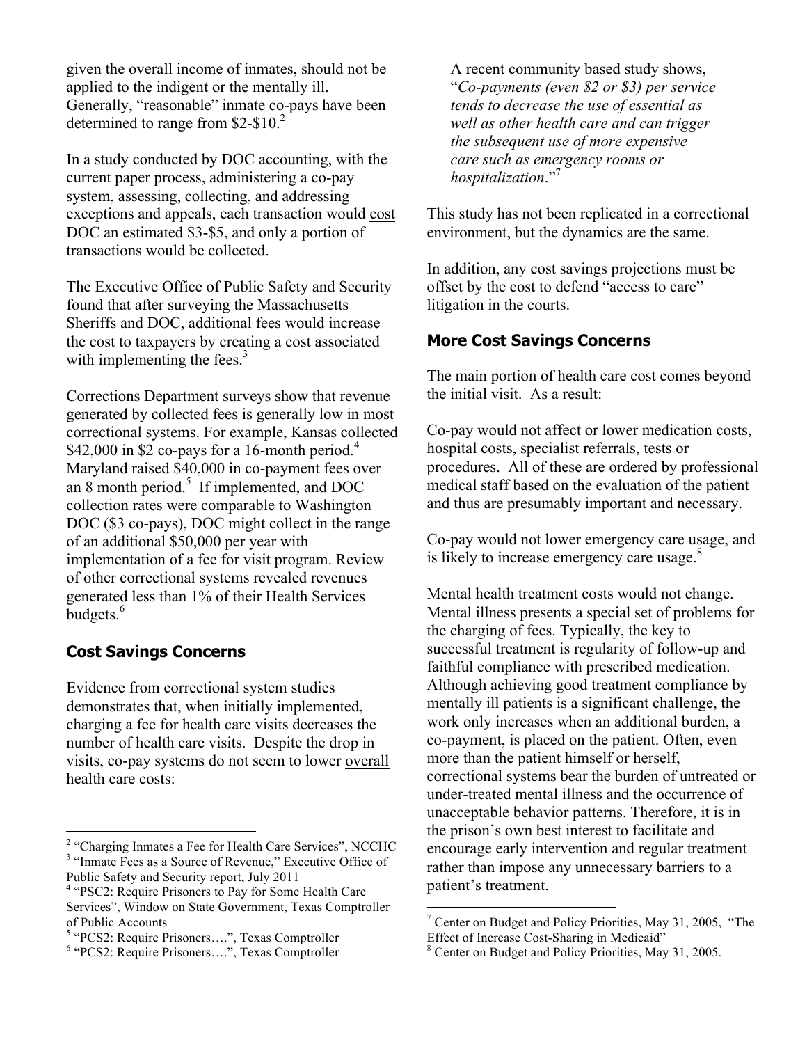given the overall income of inmates, should not be applied to the indigent or the mentally ill. Generally, "reasonable" inmate co-pays have been determined to range from \$2-\$10.[2]

In a study conducted by DOC accounting, with the current paper process, administering a co-pay system, assessing, collecting, and addressing exceptions and appeals, each transaction would cost DOC an estimated \$3-\$5, and only a portion of transactions would be collected.

The Executive Office of Public Safety and Security found that after surveying the Massachusetts Sheriffs and DOC, additional fees would increase the cost to taxpayers by creating a cost associated with implementing the fees.[3]

Corrections Department surveys show that revenue generated by collected fees is generally low in most correctional systems. For example, Kansas collected \$42,000 in \$2 co-pays for a 16-month period.[4] Maryland raised \$40,000 in co-payment fees over an 8 month period.[5] If implemented, and DOC collection rates were comparable to Washington DOC (\$3 co-pays), DOC might collect in the range of an additional \$50,000 per year with implementation of a fee for visit program. Review of other correctional systems revealed revenues generated less than 1% of their Health Services budgets.[6]

## Cost Savings Concerns

Evidence from correctional system studies demonstrates that, when initially implemented, charging a fee for health care visits decreases the number of health care visits. Despite the drop in visits, co-pay systems do not seem to lower overall health care costs:

> A recent community based study shows, "*Co-payments (even \$2 or \$3) per service tends to decrease the use of essential as well as other health care and can trigger the subsequent use of more expensive care such as emergency rooms or hospitalization*."[7]

This study has not been replicated in a correctional environment, but the dynamics are the same.

In addition, any cost savings projections must be offset by the cost to defend "access to care" litigation in the courts.

## More Cost Savings Concerns

The main portion of health care cost comes beyond the initial visit. As a result:

Co-pay would not affect or lower medication costs, hospital costs, specialist referrals, tests or procedures. All of these are ordered by professional medical staff based on the evaluation of the patient and thus are presumably important and necessary.

Co-pay would not lower emergency care usage, and is likely to increase emergency care usage.[8]

Mental health treatment costs would not change. Mental illness presents a special set of problems for the charging of fees. Typically, the key to successful treatment is regularity of follow-up and faithful compliance with prescribed medication. Although achieving good treatment compliance by mentally ill patients is a significant challenge, the work only increases when an additional burden, a co-payment, is placed on the patient. Often, even more than the patient himself or herself, correctional systems bear the burden of untreated or under-treated mental illness and the occurrence of unacceptable behavior patterns. Therefore, it is in the prison's own best interest to facilitate and encourage early intervention and regular treatment rather than impose any unnecessary barriers to a patient's treatment.

---

[2] "Charging Inmates a Fee for Health Care Services", NCCHC

[3] "Inmate Fees as a Source of Revenue," Executive Office of Public Safety and Security report, July 2011

[4] "PSC2: Require Prisoners to Pay for Some Health Care Services", Window on State Government, Texas Comptroller of Public Accounts

[5] "PCS2: Require Prisoners….", Texas Comptroller

[6] "PCS2: Require Prisoners….", Texas Comptroller

[7] Center on Budget and Policy Priorities, May 31, 2005, "The Effect of Increase Cost-Sharing in Medicaid"

[8] Center on Budget and Policy Priorities, May 31, 2005.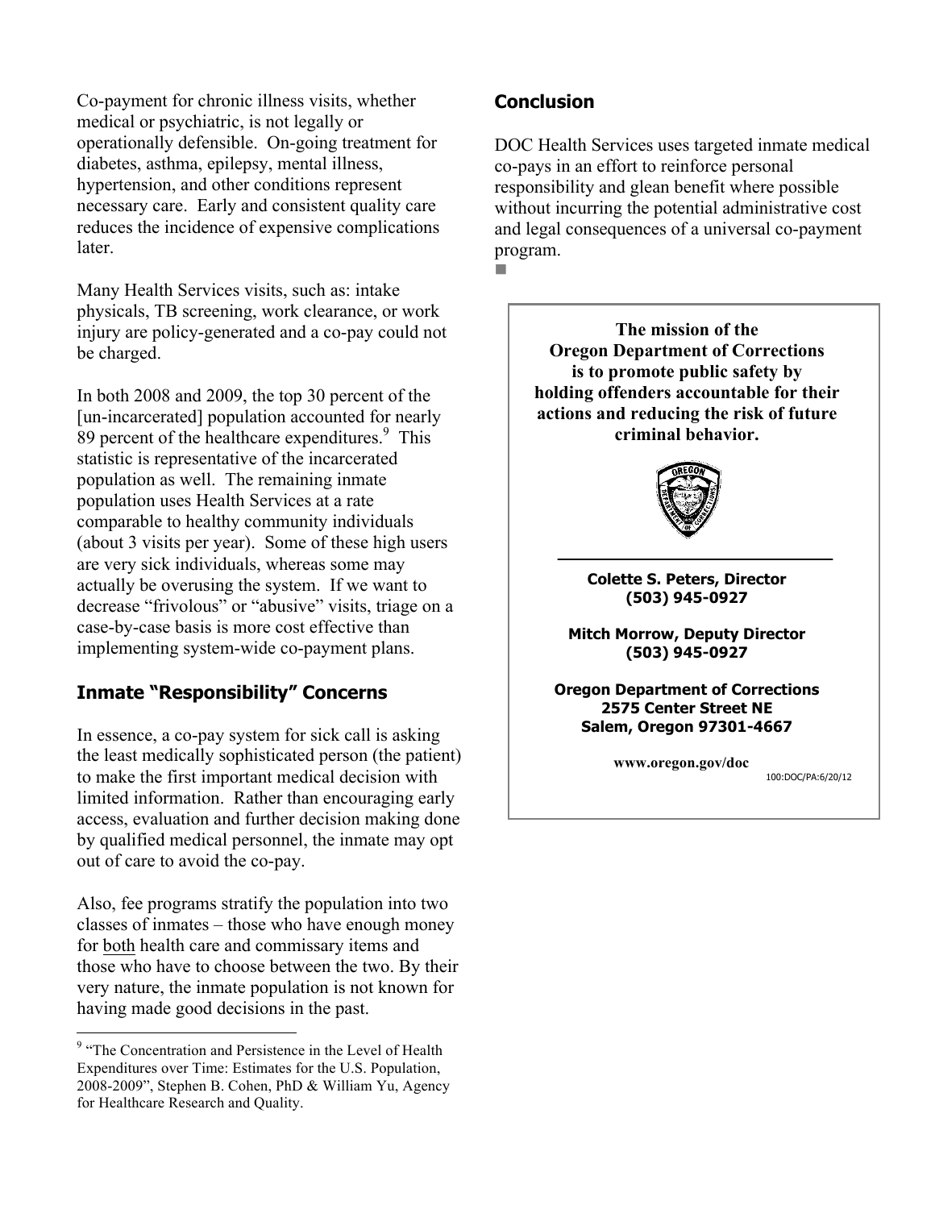Co-payment for chronic illness visits, whether medical or psychiatric, is not legally or operationally defensible. On-going treatment for diabetes, asthma, epilepsy, mental illness, hypertension, and other conditions represent necessary care. Early and consistent quality care reduces the incidence of expensive complications later.

Many Health Services visits, such as: intake physicals, TB screening, work clearance, or work injury are policy-generated and a co-pay could not be charged.

In both 2008 and 2009, the top 30 percent of the [un-incarcerated] population accounted for nearly 89 percent of the healthcare expenditures.[9] This statistic is representative of the incarcerated population as well. The remaining inmate population uses Health Services at a rate comparable to healthy community individuals (about 3 visits per year). Some of these high users are very sick individuals, whereas some may actually be overusing the system. If we want to decrease "frivolous" or "abusive" visits, triage on a case-by-case basis is more cost effective than implementing system-wide co-payment plans.

## Inmate "Responsibility" Concerns

In essence, a co-pay system for sick call is asking the least medically sophisticated person (the patient) to make the first important medical decision with limited information. Rather than encouraging early access, evaluation and further decision making done by qualified medical personnel, the inmate may opt out of care to avoid the co-pay.

Also, fee programs stratify the population into two classes of inmates – those who have enough money for both health care and commissary items and those who have to choose between the two. By their very nature, the inmate population is not known for having made good decisions in the past.

[9] "The Concentration and Persistence in the Level of Health Expenditures over Time: Estimates for the U.S. Population, 2008-2009", Stephen B. Cohen, PhD & William Yu, Agency for Healthcare Research and Quality.

## Conclusion

DOC Health Services uses targeted inmate medical co-pays in an effort to reinforce personal responsibility and glean benefit where possible without incurring the potential administrative cost and legal consequences of a universal co-payment program.

■

**The mission of the Oregon Department of Corrections is to promote public safety by holding offenders accountable for their actions and reducing the risk of future criminal behavior.**

**Colette S. Peters, Director**
**(503) 945-0927**

**Mitch Morrow, Deputy Director**
**(503) 945-0927**

**Oregon Department of Corrections**
**2575 Center Street NE**
**Salem, Oregon 97301-4667**

**www.oregon.gov/doc**

100:DOC/PA:6/20/12